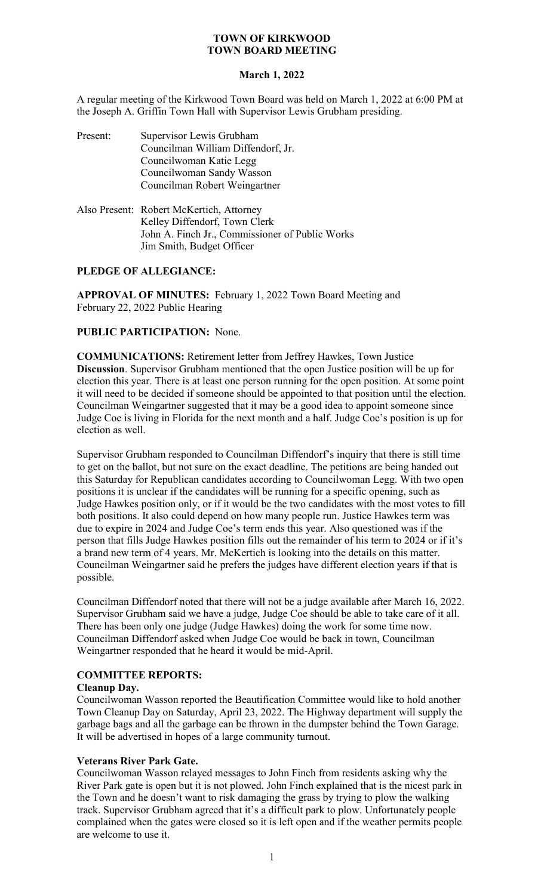# TOWN OF KIRKWOOD
## TOWN BOARD MEETING

**March 1, 2022**

A regular meeting of the Kirkwood Town Board was held on March 1, 2022 at 6:00 PM at the Joseph A. Griffin Town Hall with Supervisor Lewis Grubham presiding.

Present: Supervisor Lewis Grubham
Councilman William Diffendorf, Jr.
Councilwoman Katie Legg
Councilwoman Sandy Wasson
Councilman Robert Weingartner

Also Present: Robert McKertich, Attorney
Kelley Diffendorf, Town Clerk
John A. Finch Jr., Commissioner of Public Works
Jim Smith, Budget Officer

**PLEDGE OF ALLEGIANCE:**

**APPROVAL OF MINUTES:** February 1, 2022 Town Board Meeting and February 22, 2022 Public Hearing

**PUBLIC PARTICIPATION:** None.

**COMMUNICATIONS:** Retirement letter from Jeffrey Hawkes, Town Justice

**Discussion**. Supervisor Grubham mentioned that the open Justice position will be up for election this year. There is at least one person running for the open position. At some point it will need to be decided if someone should be appointed to that position until the election. Councilman Weingartner suggested that it may be a good idea to appoint someone since Judge Coe is living in Florida for the next month and a half. Judge Coe's position is up for election as well.

Supervisor Grubham responded to Councilman Diffendorf's inquiry that there is still time to get on the ballot, but not sure on the exact deadline. The petitions are being handed out this Saturday for Republican candidates according to Councilwoman Legg. With two open positions it is unclear if the candidates will be running for a specific opening, such as Judge Hawkes position only, or if it would be the two candidates with the most votes to fill both positions. It also could depend on how many people run. Justice Hawkes term was due to expire in 2024 and Judge Coe's term ends this year. Also questioned was if the person that fills Judge Hawkes position fills out the remainder of his term to 2024 or if it's a brand new term of 4 years. Mr. McKertich is looking into the details on this matter. Councilman Weingartner said he prefers the judges have different election years if that is possible.

Councilman Diffendorf noted that there will not be a judge available after March 16, 2022. Supervisor Grubham said we have a judge, Judge Coe should be able to take care of it all. There has been only one judge (Judge Hawkes) doing the work for some time now. Councilman Diffendorf asked when Judge Coe would be back in town, Councilman Weingartner responded that he heard it would be mid-April.

**COMMITTEE REPORTS:**

**Cleanup Day.**

Councilwoman Wasson reported the Beautification Committee would like to hold another Town Cleanup Day on Saturday, April 23, 2022. The Highway department will supply the garbage bags and all the garbage can be thrown in the dumpster behind the Town Garage. It will be advertised in hopes of a large community turnout.

**Veterans River Park Gate.**

Councilwoman Wasson relayed messages to John Finch from residents asking why the River Park gate is open but it is not plowed. John Finch explained that is the nicest park in the Town and he doesn't want to risk damaging the grass by trying to plow the walking track. Supervisor Grubham agreed that it's a difficult park to plow. Unfortunately people complained when the gates were closed so it is left open and if the weather permits people are welcome to use it.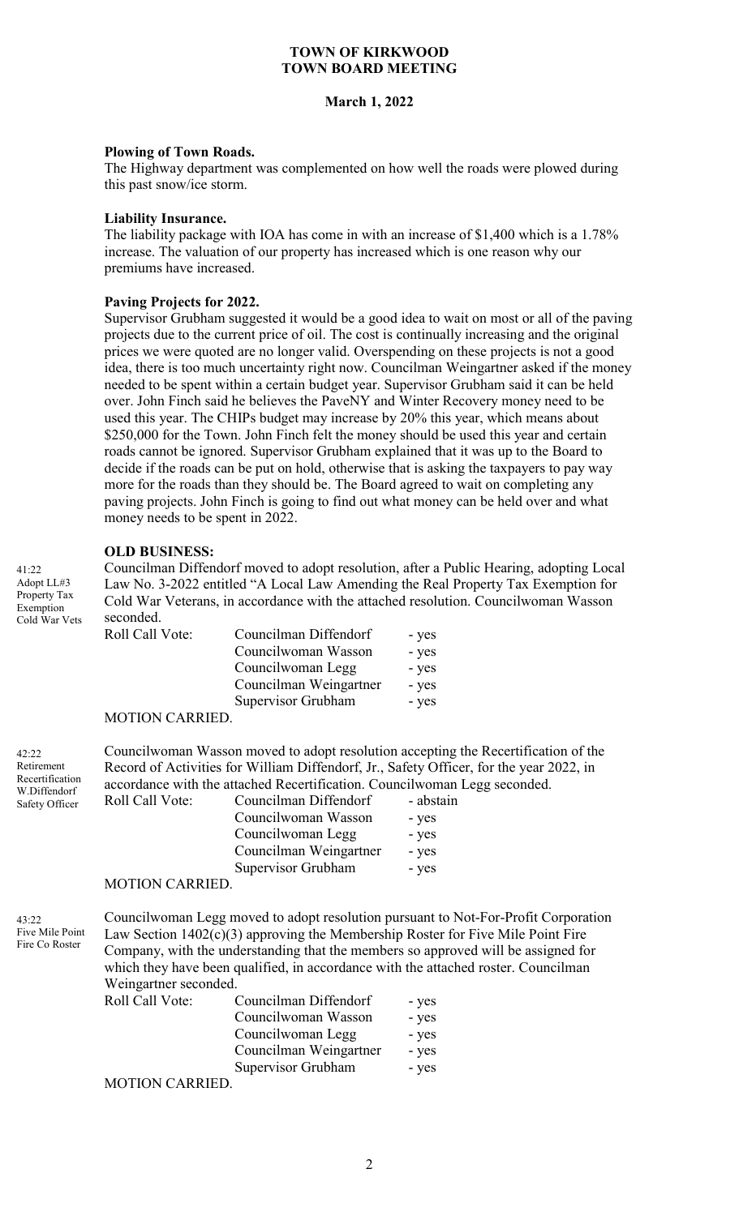**TOWN OF KIRKWOOD**
**TOWN BOARD MEETING**

**March 1, 2022**

**Plowing of Town Roads.**
The Highway department was complemented on how well the roads were plowed during this past snow/ice storm.

**Liability Insurance.**
The liability package with IOA has come in with an increase of $1,400 which is a 1.78% increase. The valuation of our property has increased which is one reason why our premiums have increased.

**Paving Projects for 2022.**
Supervisor Grubham suggested it would be a good idea to wait on most or all of the paving projects due to the current price of oil. The cost is continually increasing and the original prices we were quoted are no longer valid. Overspending on these projects is not a good idea, there is too much uncertainty right now. Councilman Weingartner asked if the money needed to be spent within a certain budget year. Supervisor Grubham said it can be held over. John Finch said he believes the PaveNY and Winter Recovery money need to be used this year. The CHIPs budget may increase by 20% this year, which means about $250,000 for the Town. John Finch felt the money should be used this year and certain roads cannot be ignored. Supervisor Grubham explained that it was up to the Board to decide if the roads can be put on hold, otherwise that is asking the taxpayers to pay way more for the roads than they should be. The Board agreed to wait on completing any paving projects. John Finch is going to find out what money can be held over and what money needs to be spent in 2022.

**OLD BUSINESS:**

41:22
Adopt LL#3 Property Tax Exemption Cold War Vets

Councilman Diffendorf moved to adopt resolution, after a Public Hearing, adopting Local Law No. 3-2022 entitled "A Local Law Amending the Real Property Tax Exemption for Cold War Veterans, in accordance with the attached resolution. Councilwoman Wasson seconded.

| Roll Call Vote: | | |
|---|---|---|
| | Councilman Diffendorf | - yes |
| | Councilwoman Wasson | - yes |
| | Councilwoman Legg | - yes |
| | Councilman Weingartner | - yes |
| | Supervisor Grubham | - yes |

MOTION CARRIED.

42:22
Retirement Recertification W.Diffendorf Safety Officer

Councilwoman Wasson moved to adopt resolution accepting the Recertification of the Record of Activities for William Diffendorf, Jr., Safety Officer, for the year 2022, in accordance with the attached Recertification. Councilwoman Legg seconded.

| Roll Call Vote: | | |
|---|---|---|
| | Councilman Diffendorf | - abstain |
| | Councilwoman Wasson | - yes |
| | Councilwoman Legg | - yes |
| | Councilman Weingartner | - yes |
| | Supervisor Grubham | - yes |

MOTION CARRIED.

43:22
Five Mile Point Fire Co Roster

Councilwoman Legg moved to adopt resolution pursuant to Not-For-Profit Corporation Law Section 1402(c)(3) approving the Membership Roster for Five Mile Point Fire Company, with the understanding that the members so approved will be assigned for which they have been qualified, in accordance with the attached roster. Councilman Weingartner seconded.

| Roll Call Vote: | | |
|---|---|---|
| | Councilman Diffendorf | - yes |
| | Councilwoman Wasson | - yes |
| | Councilwoman Legg | - yes |
| | Councilman Weingartner | - yes |
| | Supervisor Grubham | - yes |

MOTION CARRIED.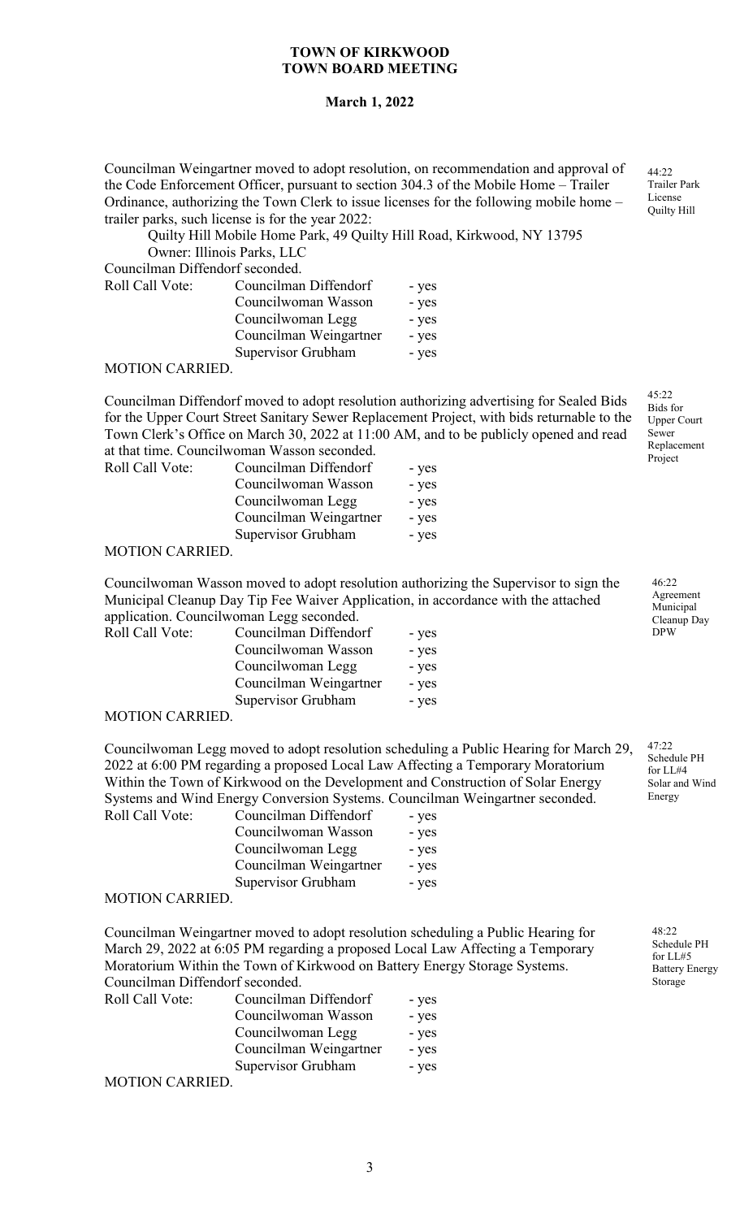**TOWN OF KIRKWOOD**
**TOWN BOARD MEETING**

**March 1, 2022**

44:22 Trailer Park License Quilty Hill

Councilman Weingartner moved to adopt resolution, on recommendation and approval of the Code Enforcement Officer, pursuant to section 304.3 of the Mobile Home – Trailer Ordinance, authorizing the Town Clerk to issue licenses for the following mobile home – trailer parks, such license is for the year 2022:

Quilty Hill Mobile Home Park, 49 Quilty Hill Road, Kirkwood, NY 13795
Owner: Illinois Parks, LLC

Councilman Diffendorf seconded.

| Roll Call Vote: | Councilman Diffendorf | - yes |
|---|---|---|
| | Councilwoman Wasson | - yes |
| | Councilwoman Legg | - yes |
| | Councilman Weingartner | - yes |
| | Supervisor Grubham | - yes |

MOTION CARRIED.

45:22 Bids for Upper Court Sewer Replacement Project

Councilman Diffendorf moved to adopt resolution authorizing advertising for Sealed Bids for the Upper Court Street Sanitary Sewer Replacement Project, with bids returnable to the Town Clerk's Office on March 30, 2022 at 11:00 AM, and to be publicly opened and read at that time. Councilwoman Wasson seconded.

| Roll Call Vote: | Councilman Diffendorf | - yes |
|---|---|---|
| | Councilwoman Wasson | - yes |
| | Councilwoman Legg | - yes |
| | Councilman Weingartner | - yes |
| | Supervisor Grubham | - yes |

MOTION CARRIED.

46:22 Agreement Municipal Cleanup Day DPW

Councilwoman Wasson moved to adopt resolution authorizing the Supervisor to sign the Municipal Cleanup Day Tip Fee Waiver Application, in accordance with the attached application. Councilwoman Legg seconded.

| Roll Call Vote: | Councilman Diffendorf | - yes |
|---|---|---|
| | Councilwoman Wasson | - yes |
| | Councilwoman Legg | - yes |
| | Councilman Weingartner | - yes |
| | Supervisor Grubham | - yes |

MOTION CARRIED.

47:22 Schedule PH for LL#4 Solar and Wind Energy

Councilwoman Legg moved to adopt resolution scheduling a Public Hearing for March 29, 2022 at 6:00 PM regarding a proposed Local Law Affecting a Temporary Moratorium Within the Town of Kirkwood on the Development and Construction of Solar Energy Systems and Wind Energy Conversion Systems. Councilman Weingartner seconded.

| Roll Call Vote: | Councilman Diffendorf | - yes |
|---|---|---|
| | Councilwoman Wasson | - yes |
| | Councilwoman Legg | - yes |
| | Councilman Weingartner | - yes |
| | Supervisor Grubham | - yes |

MOTION CARRIED.

48:22 Schedule PH for LL#5 Battery Energy Storage

Councilman Weingartner moved to adopt resolution scheduling a Public Hearing for March 29, 2022 at 6:05 PM regarding a proposed Local Law Affecting a Temporary Moratorium Within the Town of Kirkwood on Battery Energy Storage Systems. Councilman Diffendorf seconded.

| Roll Call Vote: | Councilman Diffendorf | - yes |
|---|---|---|
| | Councilwoman Wasson | - yes |
| | Councilwoman Legg | - yes |
| | Councilman Weingartner | - yes |
| | Supervisor Grubham | - yes |

MOTION CARRIED.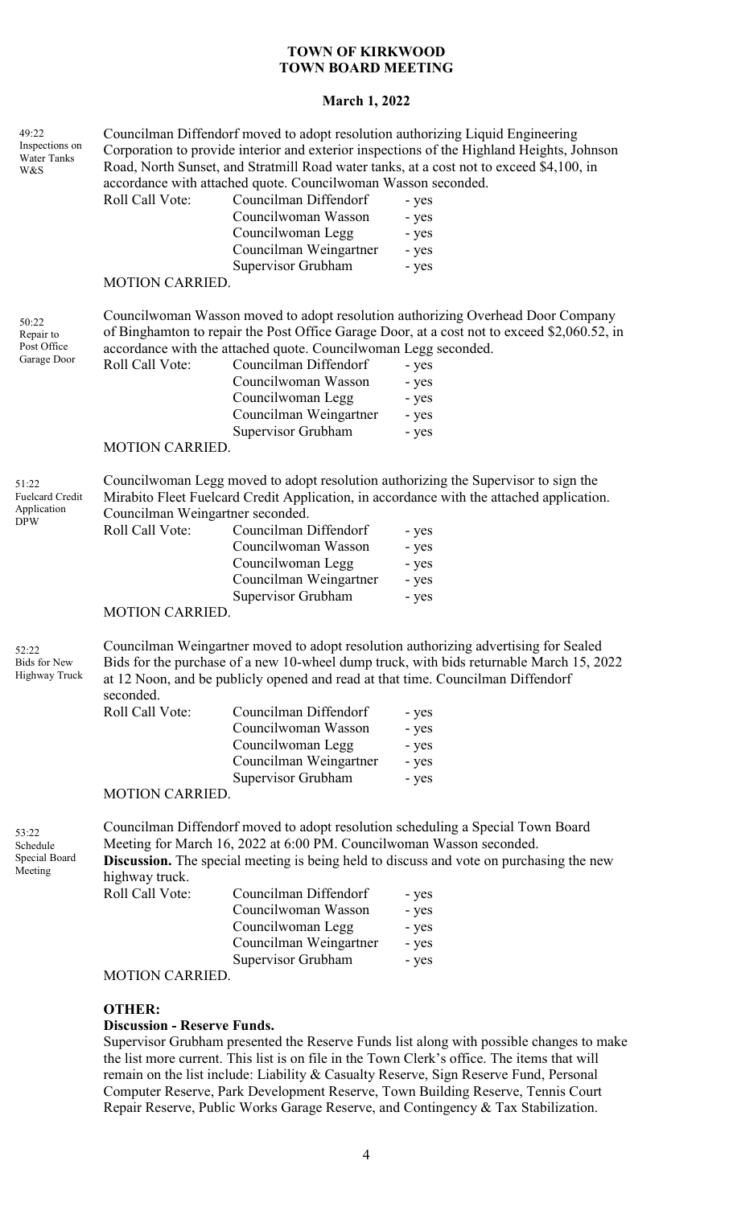# TOWN OF KIRKWOOD
# TOWN BOARD MEETING

### March 1, 2022

49:22 Inspections on Water Tanks W&S

Councilman Diffendorf moved to adopt resolution authorizing Liquid Engineering Corporation to provide interior and exterior inspections of the Highland Heights, Johnson Road, North Sunset, and Stratmill Road water tanks, at a cost not to exceed $4,100, in accordance with attached quote. Councilwoman Wasson seconded.

| Roll Call Vote: | Councilman Diffendorf | - yes |
|---|---|---|
| | Councilwoman Wasson | - yes |
| | Councilwoman Legg | - yes |
| | Councilman Weingartner | - yes |
| | Supervisor Grubham | - yes |

MOTION CARRIED.

50:22 Repair to Post Office Garage Door

Councilwoman Wasson moved to adopt resolution authorizing Overhead Door Company of Binghamton to repair the Post Office Garage Door, at a cost not to exceed $2,060.52, in accordance with the attached quote. Councilwoman Legg seconded.

| Roll Call Vote: | Councilman Diffendorf | - yes |
|---|---|---|
| | Councilwoman Wasson | - yes |
| | Councilwoman Legg | - yes |
| | Councilman Weingartner | - yes |
| | Supervisor Grubham | - yes |

MOTION CARRIED.

51:22 Fuelcard Credit Application DPW

Councilwoman Legg moved to adopt resolution authorizing the Supervisor to sign the Mirabito Fleet Fuelcard Credit Application, in accordance with the attached application. Councilman Weingartner seconded.

| Roll Call Vote: | Councilman Diffendorf | - yes |
|---|---|---|
| | Councilwoman Wasson | - yes |
| | Councilwoman Legg | - yes |
| | Councilman Weingartner | - yes |
| | Supervisor Grubham | - yes |

MOTION CARRIED.

52:22 Bids for New Highway Truck

Councilman Weingartner moved to adopt resolution authorizing advertising for Sealed Bids for the purchase of a new 10-wheel dump truck, with bids returnable March 15, 2022 at 12 Noon, and be publicly opened and read at that time. Councilman Diffendorf seconded.

| Roll Call Vote: | Councilman Diffendorf | - yes |
|---|---|---|
| | Councilwoman Wasson | - yes |
| | Councilwoman Legg | - yes |
| | Councilman Weingartner | - yes |
| | Supervisor Grubham | - yes |

MOTION CARRIED.

53:22 Schedule Special Board Meeting

Councilman Diffendorf moved to adopt resolution scheduling a Special Town Board Meeting for March 16, 2022 at 6:00 PM. Councilwoman Wasson seconded.
**Discussion.** The special meeting is being held to discuss and vote on purchasing the new highway truck.

| Roll Call Vote: | Councilman Diffendorf | - yes |
|---|---|---|
| | Councilwoman Wasson | - yes |
| | Councilwoman Legg | - yes |
| | Councilman Weingartner | - yes |
| | Supervisor Grubham | - yes |

MOTION CARRIED.

**OTHER:**

**Discussion - Reserve Funds.**

Supervisor Grubham presented the Reserve Funds list along with possible changes to make the list more current. This list is on file in the Town Clerk's office. The items that will remain on the list include: Liability & Casualty Reserve, Sign Reserve Fund, Personal Computer Reserve, Park Development Reserve, Town Building Reserve, Tennis Court Repair Reserve, Public Works Garage Reserve, and Contingency & Tax Stabilization.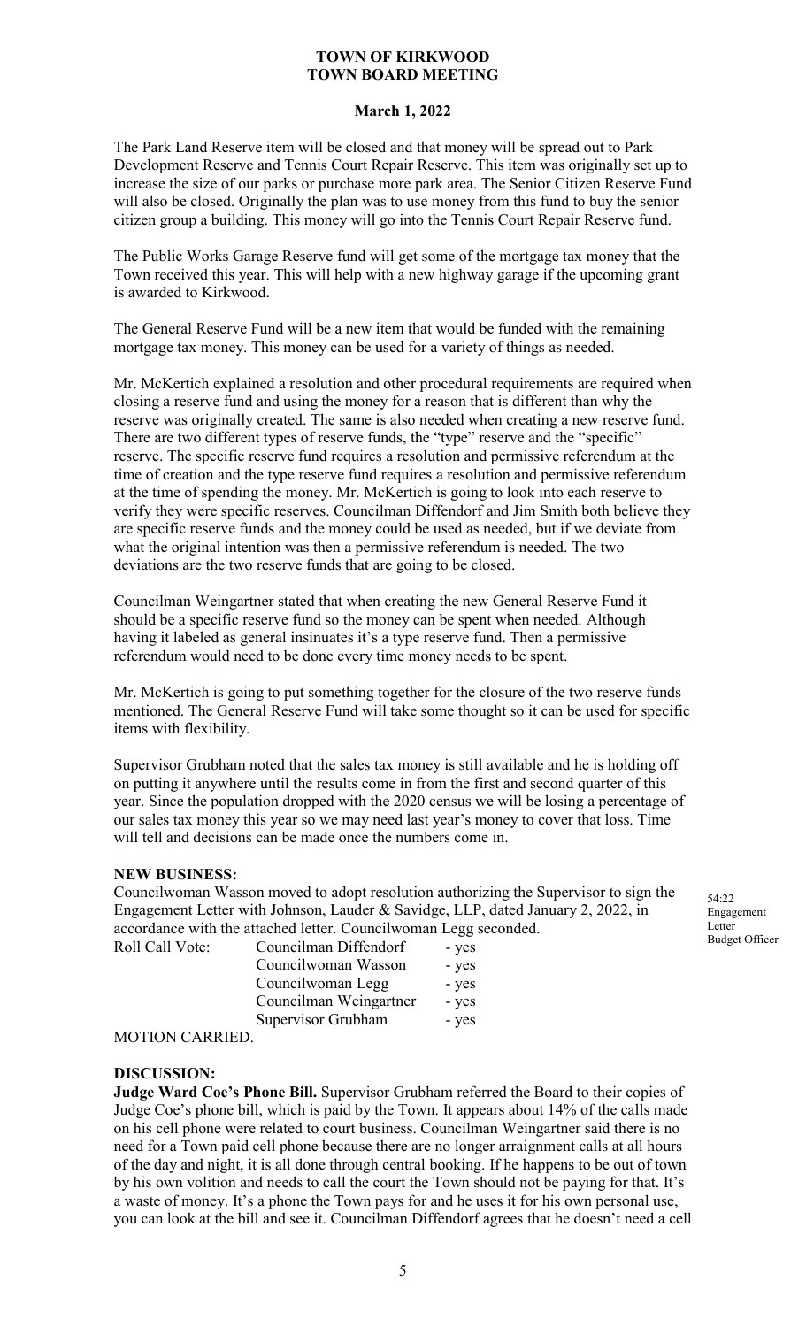**TOWN OF KIRKWOOD**
**TOWN BOARD MEETING**

**March 1, 2022**

The Park Land Reserve item will be closed and that money will be spread out to Park Development Reserve and Tennis Court Repair Reserve. This item was originally set up to increase the size of our parks or purchase more park area. The Senior Citizen Reserve Fund will also be closed. Originally the plan was to use money from this fund to buy the senior citizen group a building. This money will go into the Tennis Court Repair Reserve fund.

The Public Works Garage Reserve fund will get some of the mortgage tax money that the Town received this year. This will help with a new highway garage if the upcoming grant is awarded to Kirkwood.

The General Reserve Fund will be a new item that would be funded with the remaining mortgage tax money. This money can be used for a variety of things as needed.

Mr. McKertich explained a resolution and other procedural requirements are required when closing a reserve fund and using the money for a reason that is different than why the reserve was originally created. The same is also needed when creating a new reserve fund. There are two different types of reserve funds, the "type" reserve and the "specific" reserve. The specific reserve fund requires a resolution and permissive referendum at the time of creation and the type reserve fund requires a resolution and permissive referendum at the time of spending the money. Mr. McKertich is going to look into each reserve to verify they were specific reserves. Councilman Diffendorf and Jim Smith both believe they are specific reserve funds and the money could be used as needed, but if we deviate from what the original intention was then a permissive referendum is needed. The two deviations are the two reserve funds that are going to be closed.

Councilman Weingartner stated that when creating the new General Reserve Fund it should be a specific reserve fund so the money can be spent when needed. Although having it labeled as general insinuates it's a type reserve fund. Then a permissive referendum would need to be done every time money needs to be spent.

Mr. McKertich is going to put something together for the closure of the two reserve funds mentioned. The General Reserve Fund will take some thought so it can be used for specific items with flexibility.

Supervisor Grubham noted that the sales tax money is still available and he is holding off on putting it anywhere until the results come in from the first and second quarter of this year. Since the population dropped with the 2020 census we will be losing a percentage of our sales tax money this year so we may need last year's money to cover that loss. Time will tell and decisions can be made once the numbers come in.

**NEW BUSINESS:**

Councilwoman Wasson moved to adopt resolution authorizing the Supervisor to sign the Engagement Letter with Johnson, Lauder & Savidge, LLP, dated January 2, 2022, in accordance with the attached letter. Councilwoman Legg seconded.

54:22 Engagement Letter Budget Officer

| Roll Call Vote: | Councilman Diffendorf | - yes |
|---|---|---|
| | Councilwoman Wasson | - yes |
| | Councilwoman Legg | - yes |
| | Councilman Weingartner | - yes |
| | Supervisor Grubham | - yes |

MOTION CARRIED.

**DISCUSSION:**

**Judge Ward Coe's Phone Bill.** Supervisor Grubham referred the Board to their copies of Judge Coe's phone bill, which is paid by the Town. It appears about 14% of the calls made on his cell phone were related to court business. Councilman Weingartner said there is no need for a Town paid cell phone because there are no longer arraignment calls at all hours of the day and night, it is all done through central booking. If he happens to be out of town by his own volition and needs to call the court the Town should not be paying for that. It's a waste of money. It's a phone the Town pays for and he uses it for his own personal use, you can look at the bill and see it. Councilman Diffendorf agrees that he doesn't need a cell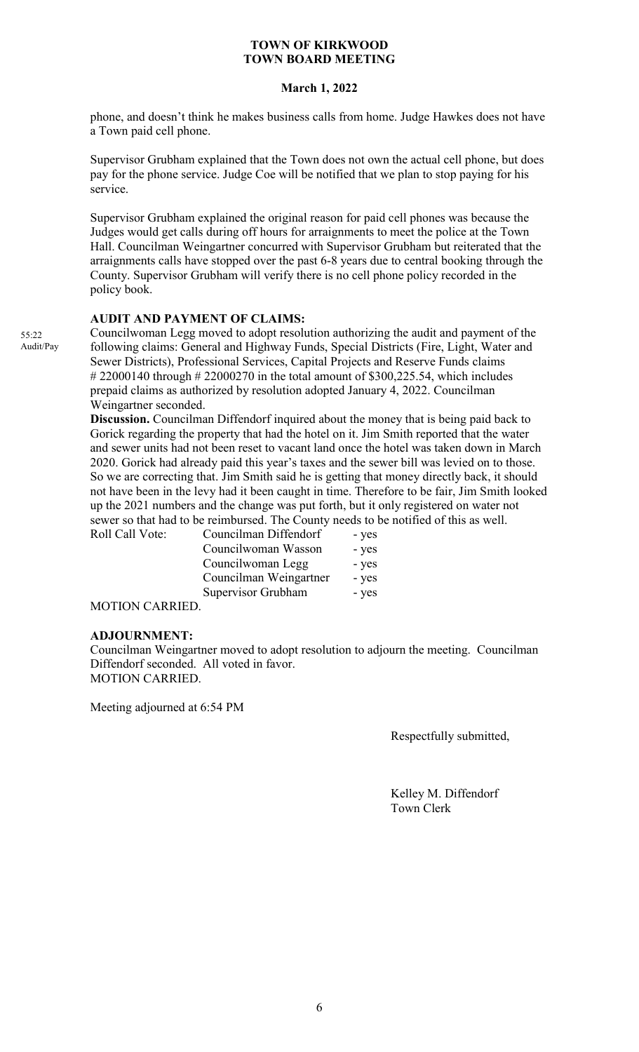phone, and doesn't think he makes business calls from home. Judge Hawkes does not have a Town paid cell phone.

Supervisor Grubham explained that the Town does not own the actual cell phone, but does pay for the phone service. Judge Coe will be notified that we plan to stop paying for his service.

Supervisor Grubham explained the original reason for paid cell phones was because the Judges would get calls during off hours for arraignments to meet the police at the Town Hall. Councilman Weingartner concurred with Supervisor Grubham but reiterated that the arraignments calls have stopped over the past 6-8 years due to central booking through the County. Supervisor Grubham will verify there is no cell phone policy recorded in the policy book.

**AUDIT AND PAYMENT OF CLAIMS:**

55:22 Audit/Pay

Councilwoman Legg moved to adopt resolution authorizing the audit and payment of the following claims: General and Highway Funds, Special Districts (Fire, Light, Water and Sewer Districts), Professional Services, Capital Projects and Reserve Funds claims # 22000140 through # 22000270 in the total amount of $300,225.54, which includes prepaid claims as authorized by resolution adopted January 4, 2022. Councilman Weingartner seconded.

**Discussion.** Councilman Diffendorf inquired about the money that is being paid back to Gorick regarding the property that had the hotel on it. Jim Smith reported that the water and sewer units had not been reset to vacant land once the hotel was taken down in March 2020. Gorick had already paid this year's taxes and the sewer bill was levied on to those. So we are correcting that. Jim Smith said he is getting that money directly back, it should not have been in the levy had it been caught in time. Therefore to be fair, Jim Smith looked up the 2021 numbers and the change was put forth, but it only registered on water not sewer so that had to be reimbursed. The County needs to be notified of this as well.

| | | |
|---|---|---|
| Roll Call Vote: | Councilman Diffendorf | - yes |
| | Councilwoman Wasson | - yes |
| | Councilwoman Legg | - yes |
| | Councilman Weingartner | - yes |
| | Supervisor Grubham | - yes |

MOTION CARRIED.

**ADJOURNMENT:**

Councilman Weingartner moved to adopt resolution to adjourn the meeting. Councilman Diffendorf seconded. All voted in favor.
MOTION CARRIED.

Meeting adjourned at 6:54 PM

Respectfully submitted,

Kelley M. Diffendorf
Town Clerk